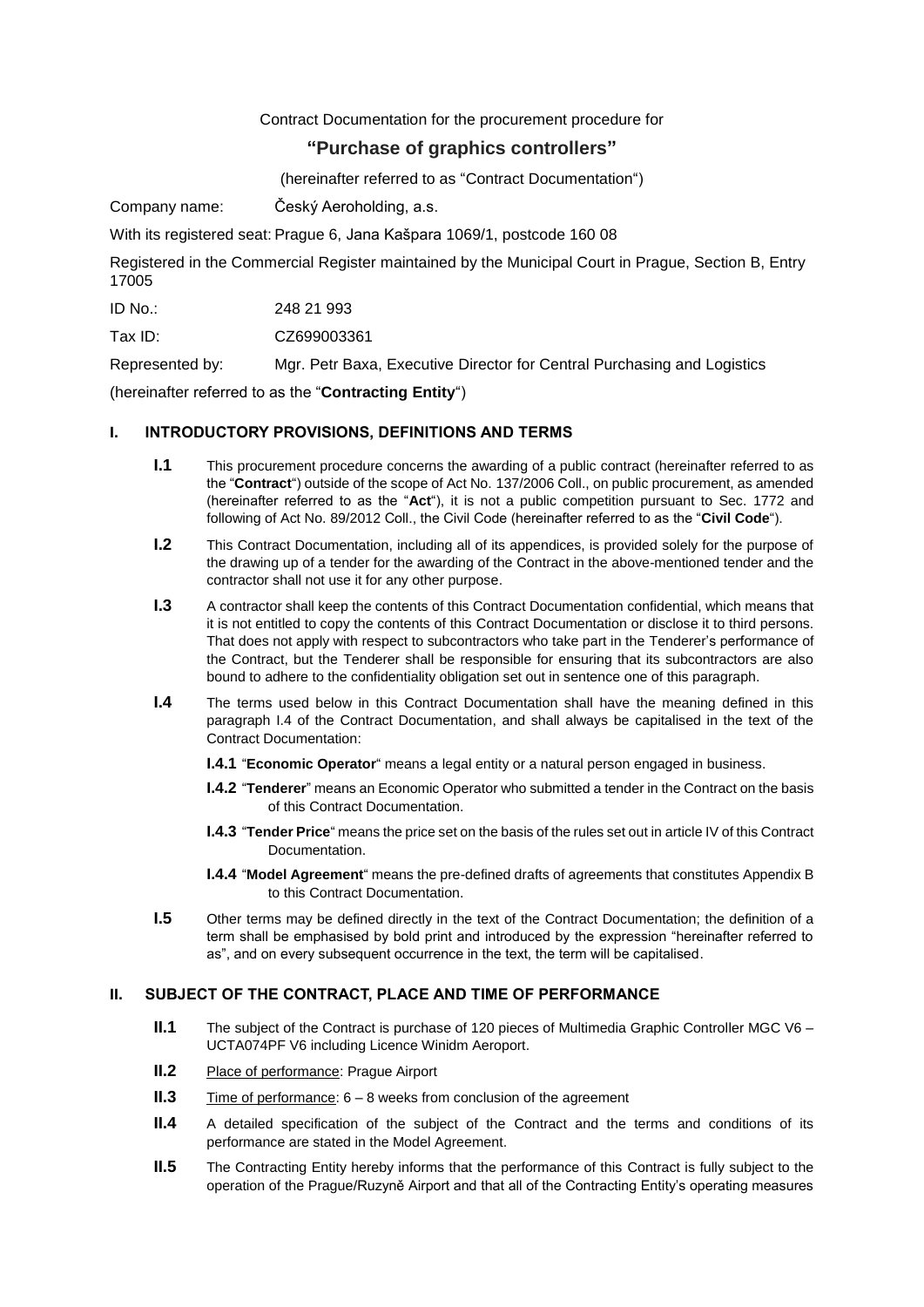Contract Documentation for the procurement procedure for

# "Purchase of graphics controllers"

(hereinafter referred to as "Contract Documentation")

Company name: Český Aeroholding, a.s.

With its registered seat: Prague 6, Jana Kašpara 1069/1, postcode 160 08

Registered in the Commercial Register maintained by the Municipal Court in Prague, Section B, Entry 17005

ID No.: 248 21 993

Tax ID: CZ699003361

Represented by: Mgr. Petr Baxa, Executive Director for Central Purchasing and Logistics

(hereinafter referred to as the "**Contracting Entity**")

## I. INTRODUCTORY PROVISIONS, DEFINITIONS AND TERMS

**I.1** This procurement procedure concerns the awarding of a public contract (hereinafter referred to as the "**Contract**") outside of the scope of Act No. 137/2006 Coll., on public procurement, as amended (hereinafter referred to as the "**Act**"), it is not a public competition pursuant to Sec. 1772 and following of Act No. 89/2012 Coll., the Civil Code (hereinafter referred to as the "**Civil Code**").

**I.2** This Contract Documentation, including all of its appendices, is provided solely for the purpose of the drawing up of a tender for the awarding of the Contract in the above-mentioned tender and the contractor shall not use it for any other purpose.

**I.3** A contractor shall keep the contents of this Contract Documentation confidential, which means that it is not entitled to copy the contents of this Contract Documentation or disclose it to third persons. That does not apply with respect to subcontractors who take part in the Tenderer's performance of the Contract, but the Tenderer shall be responsible for ensuring that its subcontractors are also bound to adhere to the confidentiality obligation set out in sentence one of this paragraph.

**I.4** The terms used below in this Contract Documentation shall have the meaning defined in this paragraph I.4 of the Contract Documentation, and shall always be capitalised in the text of the Contract Documentation:

**I.4.1** "**Economic Operator**" means a legal entity or a natural person engaged in business.

**I.4.2** "**Tenderer**" means an Economic Operator who submitted a tender in the Contract on the basis of this Contract Documentation.

**I.4.3** "**Tender Price**" means the price set on the basis of the rules set out in article IV of this Contract Documentation.

**I.4.4** "**Model Agreement**" means the pre-defined drafts of agreements that constitutes Appendix B to this Contract Documentation.

**I.5** Other terms may be defined directly in the text of the Contract Documentation; the definition of a term shall be emphasised by bold print and introduced by the expression "hereinafter referred to as", and on every subsequent occurrence in the text, the term will be capitalised.

## II. SUBJECT OF THE CONTRACT, PLACE AND TIME OF PERFORMANCE

**II.1** The subject of the Contract is purchase of 120 pieces of Multimedia Graphic Controller MGC V6 – UCTA074PF V6 including Licence Winidm Aeroport.

**II.2** Place of performance: Prague Airport

**II.3** Time of performance: 6 – 8 weeks from conclusion of the agreement

**II.4** A detailed specification of the subject of the Contract and the terms and conditions of its performance are stated in the Model Agreement.

**II.5** The Contracting Entity hereby informs that the performance of this Contract is fully subject to the operation of the Prague/Ruzyně Airport and that all of the Contracting Entity's operating measures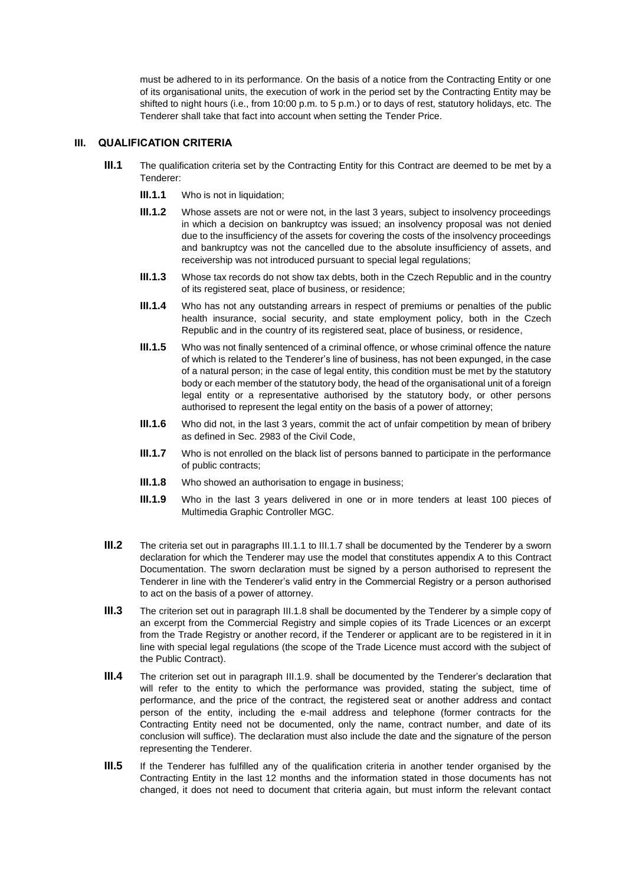must be adhered to in its performance. On the basis of a notice from the Contracting Entity or one of its organisational units, the execution of work in the period set by the Contracting Entity may be shifted to night hours (i.e., from 10:00 p.m. to 5 p.m.) or to days of rest, statutory holidays, etc. The Tenderer shall take that fact into account when setting the Tender Price.

## III. QUALIFICATION CRITERIA

**III.1** The qualification criteria set by the Contracting Entity for this Contract are deemed to be met by a Tenderer:

**III.1.1** Who is not in liquidation;

**III.1.2** Whose assets are not or were not, in the last 3 years, subject to insolvency proceedings in which a decision on bankruptcy was issued; an insolvency proposal was not denied due to the insufficiency of the assets for covering the costs of the insolvency proceedings and bankruptcy was not the cancelled due to the absolute insufficiency of assets, and receivership was not introduced pursuant to special legal regulations;

**III.1.3** Whose tax records do not show tax debts, both in the Czech Republic and in the country of its registered seat, place of business, or residence;

**III.1.4** Who has not any outstanding arrears in respect of premiums or penalties of the public health insurance, social security, and state employment policy, both in the Czech Republic and in the country of its registered seat, place of business, or residence,

**III.1.5** Who was not finally sentenced of a criminal offence, or whose criminal offence the nature of which is related to the Tenderer's line of business, has not been expunged, in the case of a natural person; in the case of legal entity, this condition must be met by the statutory body or each member of the statutory body, the head of the organisational unit of a foreign legal entity or a representative authorised by the statutory body, or other persons authorised to represent the legal entity on the basis of a power of attorney;

**III.1.6** Who did not, in the last 3 years, commit the act of unfair competition by mean of bribery as defined in Sec. 2983 of the Civil Code,

**III.1.7** Who is not enrolled on the black list of persons banned to participate in the performance of public contracts;

**III.1.8** Who showed an authorisation to engage in business;

**III.1.9** Who in the last 3 years delivered in one or in more tenders at least 100 pieces of Multimedia Graphic Controller MGC.

**III.2** The criteria set out in paragraphs III.1.1 to III.1.7 shall be documented by the Tenderer by a sworn declaration for which the Tenderer may use the model that constitutes appendix A to this Contract Documentation. The sworn declaration must be signed by a person authorised to represent the Tenderer in line with the Tenderer's valid entry in the Commercial Registry or a person authorised to act on the basis of a power of attorney.

**III.3** The criterion set out in paragraph III.1.8 shall be documented by the Tenderer by a simple copy of an excerpt from the Commercial Registry and simple copies of its Trade Licences or an excerpt from the Trade Registry or another record, if the Tenderer or applicant are to be registered in it in line with special legal regulations (the scope of the Trade Licence must accord with the subject of the Public Contract).

**III.4** The criterion set out in paragraph III.1.9. shall be documented by the Tenderer's declaration that will refer to the entity to which the performance was provided, stating the subject, time of performance, and the price of the contract, the registered seat or another address and contact person of the entity, including the e-mail address and telephone (former contracts for the Contracting Entity need not be documented, only the name, contract number, and date of its conclusion will suffice). The declaration must also include the date and the signature of the person representing the Tenderer.

**III.5** If the Tenderer has fulfilled any of the qualification criteria in another tender organised by the Contracting Entity in the last 12 months and the information stated in those documents has not changed, it does not need to document that criteria again, but must inform the relevant contact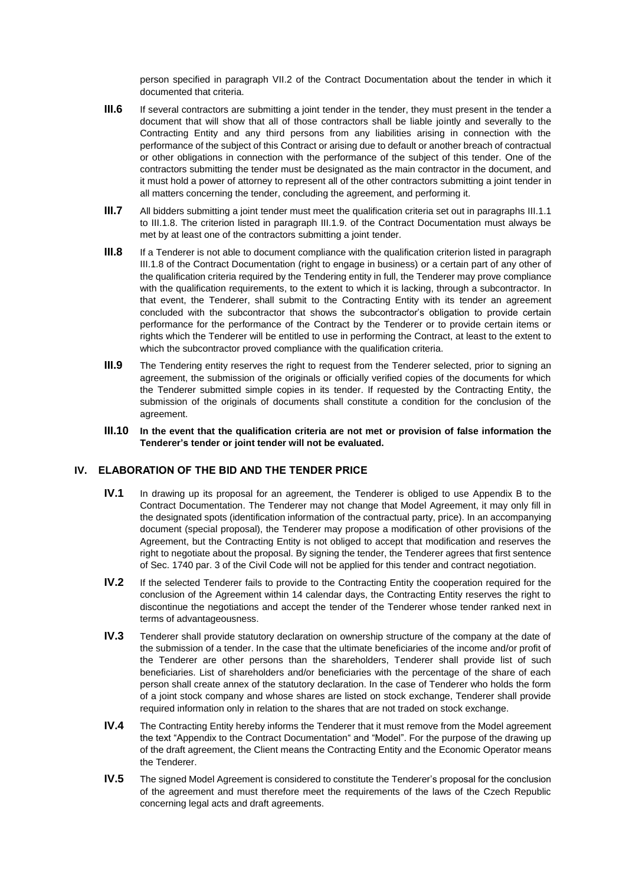person specified in paragraph VII.2 of the Contract Documentation about the tender in which it documented that criteria.

**III.6** If several contractors are submitting a joint tender in the tender, they must present in the tender a document that will show that all of those contractors shall be liable jointly and severally to the Contracting Entity and any third persons from any liabilities arising in connection with the performance of the subject of this Contract or arising due to default or another breach of contractual or other obligations in connection with the performance of the subject of this tender. One of the contractors submitting the tender must be designated as the main contractor in the document, and it must hold a power of attorney to represent all of the other contractors submitting a joint tender in all matters concerning the tender, concluding the agreement, and performing it.

**III.7** All bidders submitting a joint tender must meet the qualification criteria set out in paragraphs III.1.1 to III.1.8. The criterion listed in paragraph III.1.9. of the Contract Documentation must always be met by at least one of the contractors submitting a joint tender.

**III.8** If a Tenderer is not able to document compliance with the qualification criterion listed in paragraph III.1.8 of the Contract Documentation (right to engage in business) or a certain part of any other of the qualification criteria required by the Tendering entity in full, the Tenderer may prove compliance with the qualification requirements, to the extent to which it is lacking, through a subcontractor. In that event, the Tenderer, shall submit to the Contracting Entity with its tender an agreement concluded with the subcontractor that shows the subcontractor's obligation to provide certain performance for the performance of the Contract by the Tenderer or to provide certain items or rights which the Tenderer will be entitled to use in performing the Contract, at least to the extent to which the subcontractor proved compliance with the qualification criteria.

**III.9** The Tendering entity reserves the right to request from the Tenderer selected, prior to signing an agreement, the submission of the originals or officially verified copies of the documents for which the Tenderer submitted simple copies in its tender. If requested by the Contracting Entity, the submission of the originals of documents shall constitute a condition for the conclusion of the agreement.

**III.10** **In the event that the qualification criteria are not met or provision of false information the Tenderer's tender or joint tender will not be evaluated.**

## IV. ELABORATION OF THE BID AND THE TENDER PRICE

**IV.1** In drawing up its proposal for an agreement, the Tenderer is obliged to use Appendix B to the Contract Documentation. The Tenderer may not change that Model Agreement, it may only fill in the designated spots (identification information of the contractual party, price). In an accompanying document (special proposal), the Tenderer may propose a modification of other provisions of the Agreement, but the Contracting Entity is not obliged to accept that modification and reserves the right to negotiate about the proposal. By signing the tender, the Tenderer agrees that first sentence of Sec. 1740 par. 3 of the Civil Code will not be applied for this tender and contract negotiation.

**IV.2** If the selected Tenderer fails to provide to the Contracting Entity the cooperation required for the conclusion of the Agreement within 14 calendar days, the Contracting Entity reserves the right to discontinue the negotiations and accept the tender of the Tenderer whose tender ranked next in terms of advantageousness.

**IV.3** Tenderer shall provide statutory declaration on ownership structure of the company at the date of the submission of a tender. In the case that the ultimate beneficiaries of the income and/or profit of the Tenderer are other persons than the shareholders, Tenderer shall provide list of such beneficiaries. List of shareholders and/or beneficiaries with the percentage of the share of each person shall create annex of the statutory declaration. In the case of Tenderer who holds the form of a joint stock company and whose shares are listed on stock exchange, Tenderer shall provide required information only in relation to the shares that are not traded on stock exchange.

**IV.4** The Contracting Entity hereby informs the Tenderer that it must remove from the Model agreement the text "Appendix to the Contract Documentation" and "Model". For the purpose of the drawing up of the draft agreement, the Client means the Contracting Entity and the Economic Operator means the Tenderer.

**IV.5** The signed Model Agreement is considered to constitute the Tenderer's proposal for the conclusion of the agreement and must therefore meet the requirements of the laws of the Czech Republic concerning legal acts and draft agreements.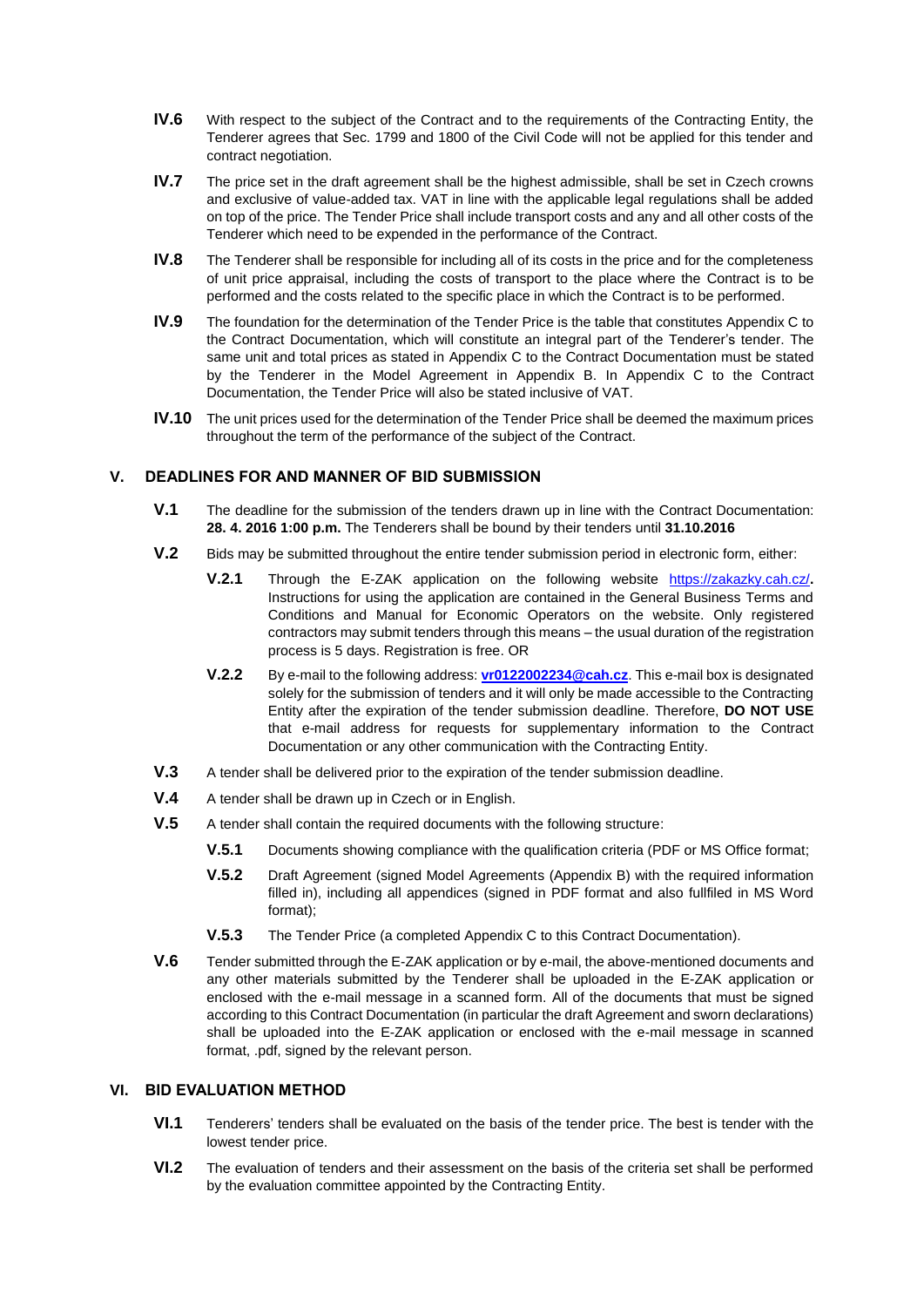**IV.6** With respect to the subject of the Contract and to the requirements of the Contracting Entity, the Tenderer agrees that Sec. 1799 and 1800 of the Civil Code will not be applied for this tender and contract negotiation.

**IV.7** The price set in the draft agreement shall be the highest admissible, shall be set in Czech crowns and exclusive of value-added tax. VAT in line with the applicable legal regulations shall be added on top of the price. The Tender Price shall include transport costs and any and all other costs of the Tenderer which need to be expended in the performance of the Contract.

**IV.8** The Tenderer shall be responsible for including all of its costs in the price and for the completeness of unit price appraisal, including the costs of transport to the place where the Contract is to be performed and the costs related to the specific place in which the Contract is to be performed.

**IV.9** The foundation for the determination of the Tender Price is the table that constitutes Appendix C to the Contract Documentation, which will constitute an integral part of the Tenderer's tender. The same unit and total prices as stated in Appendix C to the Contract Documentation must be stated by the Tenderer in the Model Agreement in Appendix B. In Appendix C to the Contract Documentation, the Tender Price will also be stated inclusive of VAT.

**IV.10** The unit prices used for the determination of the Tender Price shall be deemed the maximum prices throughout the term of the performance of the subject of the Contract.

## V. DEADLINES FOR AND MANNER OF BID SUBMISSION

**V.1** The deadline for the submission of the tenders drawn up in line with the Contract Documentation: **28. 4. 2016 1:00 p.m.** The Tenderers shall be bound by their tenders until **31.10.2016**

**V.2** Bids may be submitted throughout the entire tender submission period in electronic form, either:

**V.2.1** Through the E-ZAK application on the following website https://zakazky.cah.cz/**.** Instructions for using the application are contained in the General Business Terms and Conditions and Manual for Economic Operators on the website. Only registered contractors may submit tenders through this means – the usual duration of the registration process is 5 days. Registration is free. OR

**V.2.2** By e-mail to the following address: **vr0122002234@cah.cz**. This e-mail box is designated solely for the submission of tenders and it will only be made accessible to the Contracting Entity after the expiration of the tender submission deadline. Therefore, **DO NOT USE** that e-mail address for requests for supplementary information to the Contract Documentation or any other communication with the Contracting Entity.

**V.3** A tender shall be delivered prior to the expiration of the tender submission deadline.

**V.4** A tender shall be drawn up in Czech or in English.

**V.5** A tender shall contain the required documents with the following structure:

**V.5.1** Documents showing compliance with the qualification criteria (PDF or MS Office format;

**V.5.2** Draft Agreement (signed Model Agreements (Appendix B) with the required information filled in), including all appendices (signed in PDF format and also fullfiled in MS Word format);

**V.5.3** The Tender Price (a completed Appendix C to this Contract Documentation).

**V.6** Tender submitted through the E-ZAK application or by e-mail, the above-mentioned documents and any other materials submitted by the Tenderer shall be uploaded in the E-ZAK application or enclosed with the e-mail message in a scanned form. All of the documents that must be signed according to this Contract Documentation (in particular the draft Agreement and sworn declarations) shall be uploaded into the E-ZAK application or enclosed with the e-mail message in scanned format, .pdf, signed by the relevant person.

## VI. BID EVALUATION METHOD

**VI.1** Tenderers' tenders shall be evaluated on the basis of the tender price. The best is tender with the lowest tender price.

**VI.2** The evaluation of tenders and their assessment on the basis of the criteria set shall be performed by the evaluation committee appointed by the Contracting Entity.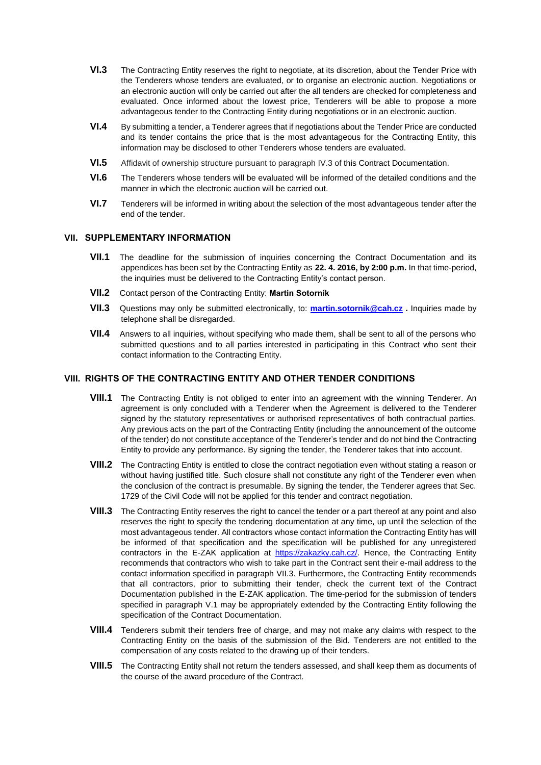**VI.3** The Contracting Entity reserves the right to negotiate, at its discretion, about the Tender Price with the Tenderers whose tenders are evaluated, or to organise an electronic auction. Negotiations or an electronic auction will only be carried out after the all tenders are checked for completeness and evaluated. Once informed about the lowest price, Tenderers will be able to propose a more advantageous tender to the Contracting Entity during negotiations or in an electronic auction.

**VI.4** By submitting a tender, a Tenderer agrees that if negotiations about the Tender Price are conducted and its tender contains the price that is the most advantageous for the Contracting Entity, this information may be disclosed to other Tenderers whose tenders are evaluated.

**VI.5** Affidavit of ownership structure pursuant to paragraph IV.3 of this Contract Documentation.

**VI.6** The Tenderers whose tenders will be evaluated will be informed of the detailed conditions and the manner in which the electronic auction will be carried out.

**VI.7** Tenderers will be informed in writing about the selection of the most advantageous tender after the end of the tender.

## VII. SUPPLEMENTARY INFORMATION

**VII.1** The deadline for the submission of inquiries concerning the Contract Documentation and its appendices has been set by the Contracting Entity as **22. 4. 2016, by 2:00 p.m.** In that time-period, the inquiries must be delivered to the Contracting Entity's contact person.

**VII.2** Contact person of the Contracting Entity: **Martin Sotorník**

**VII.3** Questions may only be submitted electronically, to: **martin.sotornik@cah.cz .** Inquiries made by telephone shall be disregarded.

**VII.4** Answers to all inquiries, without specifying who made them, shall be sent to all of the persons who submitted questions and to all parties interested in participating in this Contract who sent their contact information to the Contracting Entity.

## VIII. RIGHTS OF THE CONTRACTING ENTITY AND OTHER TENDER CONDITIONS

**VIII.1** The Contracting Entity is not obliged to enter into an agreement with the winning Tenderer. An agreement is only concluded with a Tenderer when the Agreement is delivered to the Tenderer signed by the statutory representatives or authorised representatives of both contractual parties. Any previous acts on the part of the Contracting Entity (including the announcement of the outcome of the tender) do not constitute acceptance of the Tenderer's tender and do not bind the Contracting Entity to provide any performance. By signing the tender, the Tenderer takes that into account.

**VIII.2** The Contracting Entity is entitled to close the contract negotiation even without stating a reason or without having justified title. Such closure shall not constitute any right of the Tenderer even when the conclusion of the contract is presumable. By signing the tender, the Tenderer agrees that Sec. 1729 of the Civil Code will not be applied for this tender and contract negotiation.

**VIII.3** The Contracting Entity reserves the right to cancel the tender or a part thereof at any point and also reserves the right to specify the tendering documentation at any time, up until the selection of the most advantageous tender. All contractors whose contact information the Contracting Entity has will be informed of that specification and the specification will be published for any unregistered contractors in the E-ZAK application at https://zakazky.cah.cz/. Hence, the Contracting Entity recommends that contractors who wish to take part in the Contract sent their e-mail address to the contact information specified in paragraph VII.3. Furthermore, the Contracting Entity recommends that all contractors, prior to submitting their tender, check the current text of the Contract Documentation published in the E-ZAK application. The time-period for the submission of tenders specified in paragraph V.1 may be appropriately extended by the Contracting Entity following the specification of the Contract Documentation.

**VIII.4** Tenderers submit their tenders free of charge, and may not make any claims with respect to the Contracting Entity on the basis of the submission of the Bid. Tenderers are not entitled to the compensation of any costs related to the drawing up of their tenders.

**VIII.5** The Contracting Entity shall not return the tenders assessed, and shall keep them as documents of the course of the award procedure of the Contract.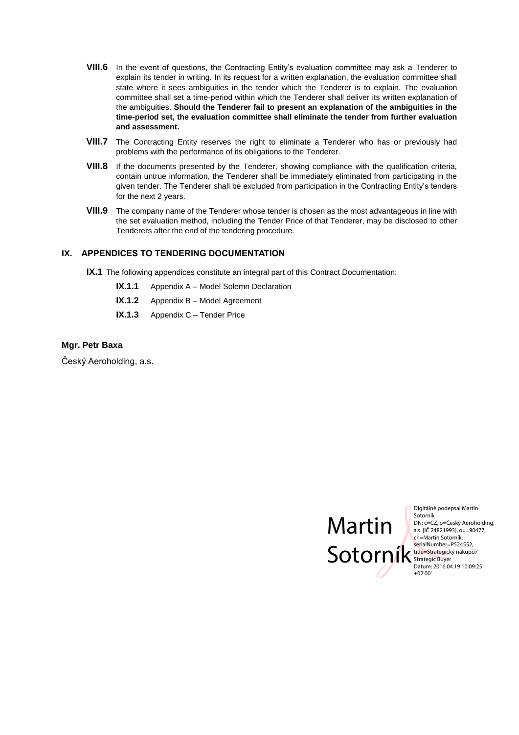**VIII.6** In the event of questions, the Contracting Entity's evaluation committee may ask a Tenderer to explain its tender in writing. In its request for a written explanation, the evaluation committee shall state where it sees ambiguities in the tender which the Tenderer is to explain. The evaluation committee shall set a time-period within which the Tenderer shall deliver its written explanation of the ambiguities. **Should the Tenderer fail to present an explanation of the ambiguities in the time-period set, the evaluation committee shall eliminate the tender from further evaluation and assessment.**

**VIII.7** The Contracting Entity reserves the right to eliminate a Tenderer who has or previously had problems with the performance of its obligations to the Tenderer.

**VIII.8** If the documents presented by the Tenderer, showing compliance with the qualification criteria, contain untrue information, the Tenderer shall be immediately eliminated from participating in the given tender. The Tenderer shall be excluded from participation in the Contracting Entity's tenders for the next 2 years.

**VIII.9** The company name of the Tenderer whose tender is chosen as the most advantageous in line with the set evaluation method, including the Tender Price of that Tenderer, may be disclosed to other Tenderers after the end of the tendering procedure.

## IX. APPENDICES TO TENDERING DOCUMENTATION

**IX.1** The following appendices constitute an integral part of this Contract Documentation:

- **IX.1.1** Appendix A – Model Solemn Declaration
- **IX.1.2** Appendix B – Model Agreement
- **IX.1.3** Appendix C – Tender Price

**Mgr. Petr Baxa**

Český Aeroholding, a.s.

Martin Sotorník

Digitálně podepsal Martin Sotorník
DN: c=CZ, o=Český Aeroholding, a.s. [IČ 24821993], ou=90477, cn=Martin Sotorník, serialNumber=P524552, title=Strategický nákupčí/ Strategic Buyer
Datum: 2016.04.19 10:09:25 +02'00'